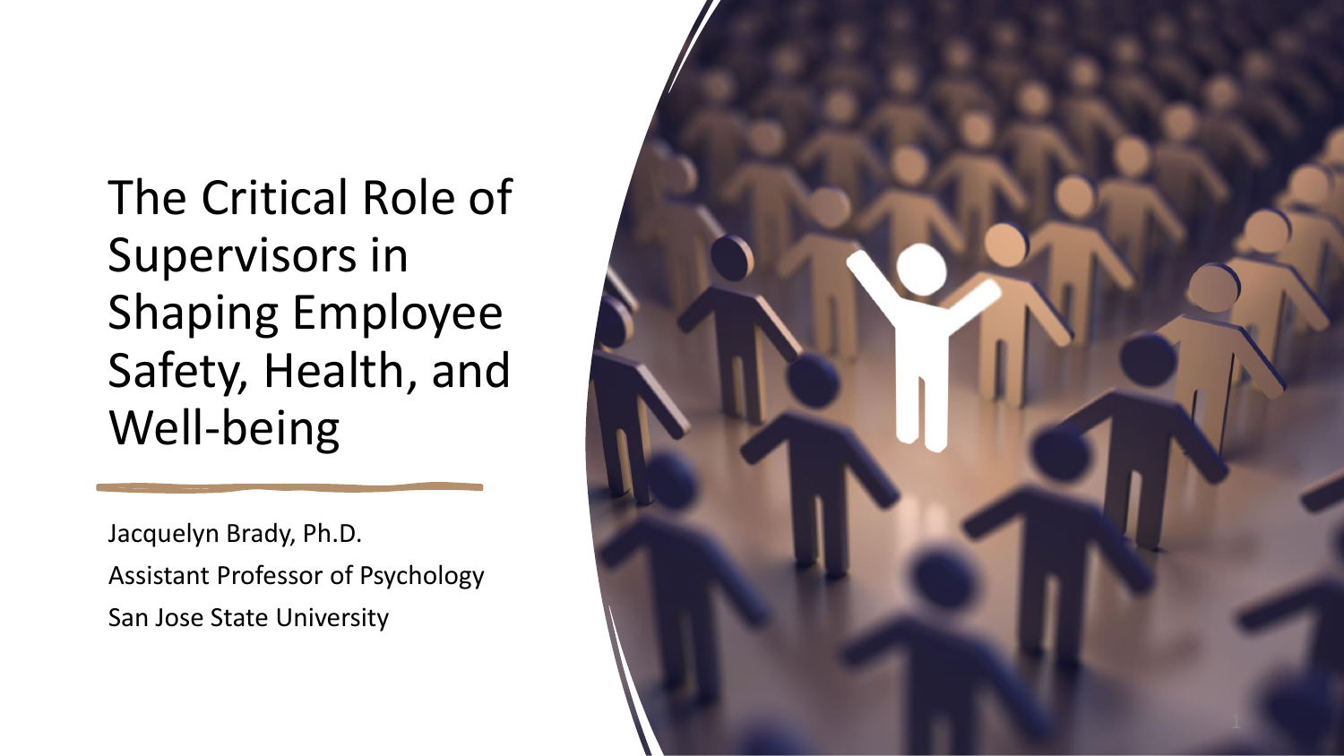# The Critical Role of Supervisors in Shaping Employee Safety, Health, and Well-being

Jacquelyn Brady, Ph.D.

Assistant Professor of Psychology

San Jose State University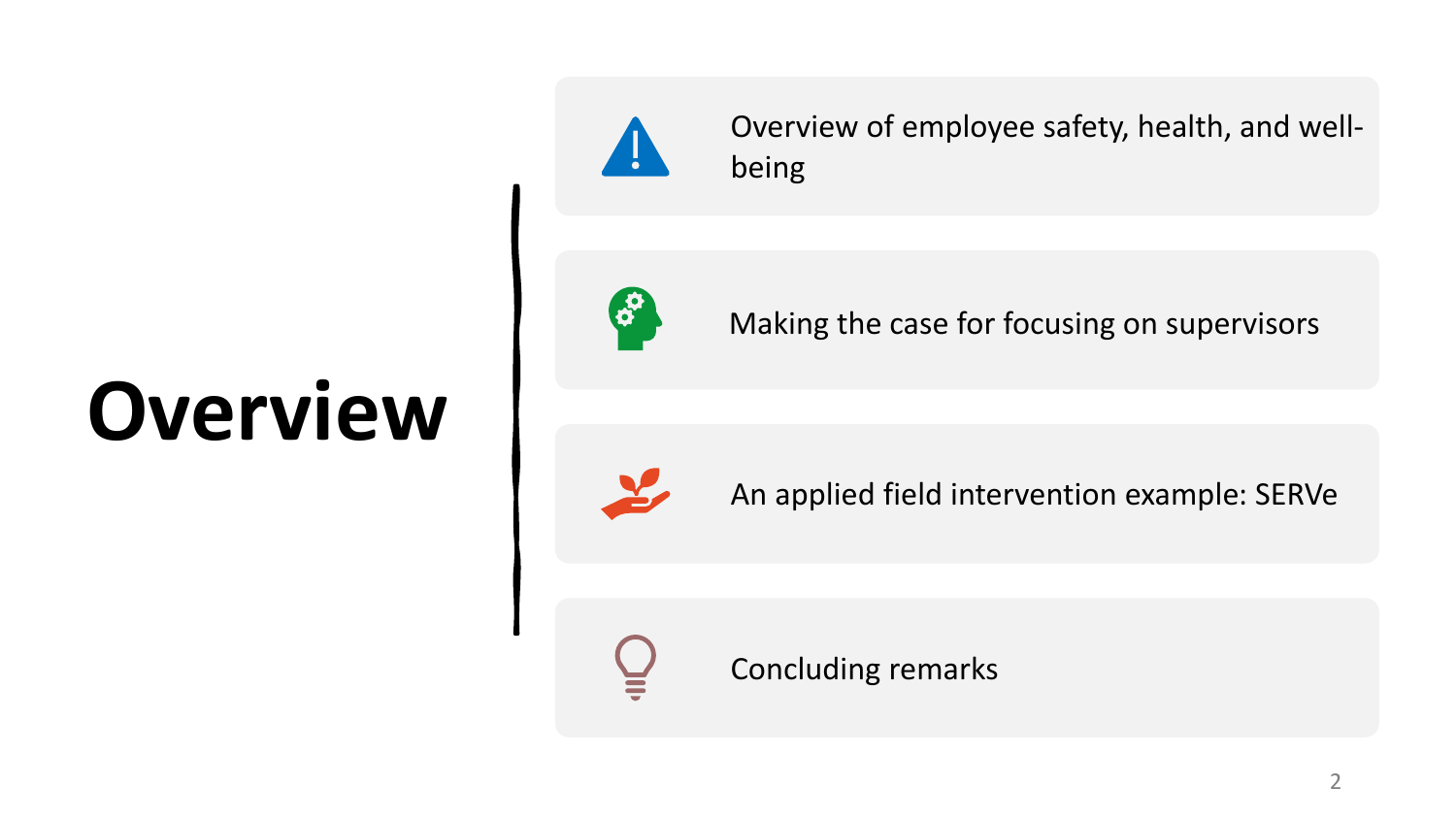# Overview

- Overview of employee safety, health, and well-being
- Making the case for focusing on supervisors
- An applied field intervention example: SERVe
- Concluding remarks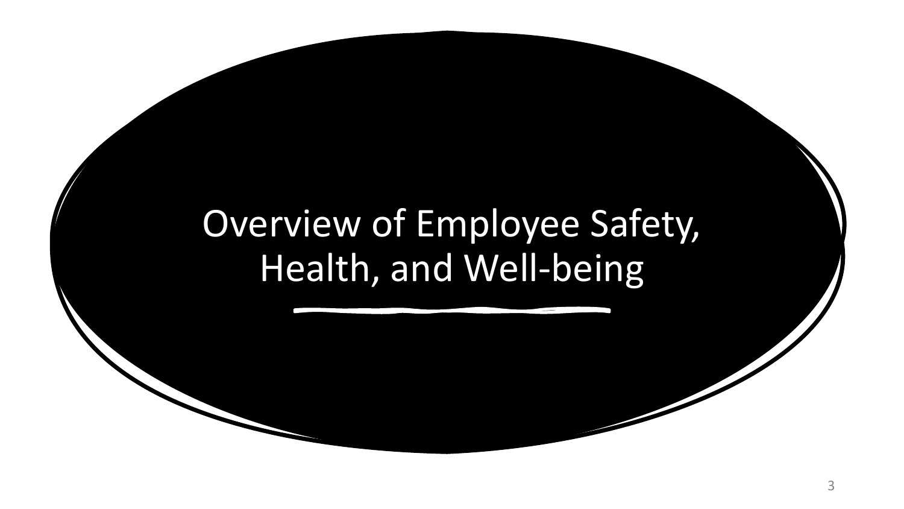# Overview of Employee Safety, Health, and Well-being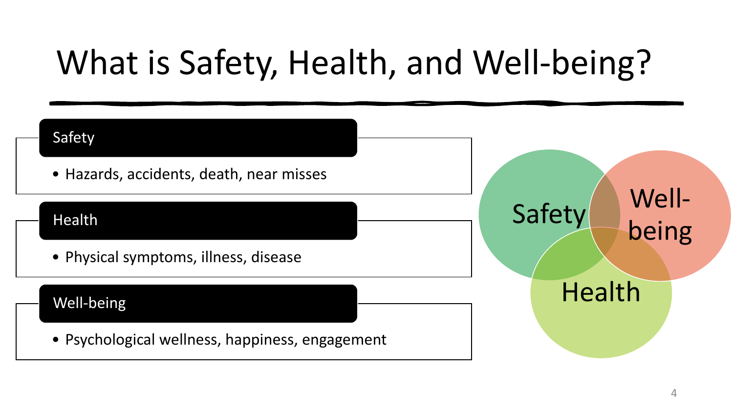# What is Safety, Health, and Well-being?

## Safety

- Hazards, accidents, death, near misses

## Health

- Physical symptoms, illness, disease

## Well-being

- Psychological wellness, happiness, engagement

Safety

Well-being

Health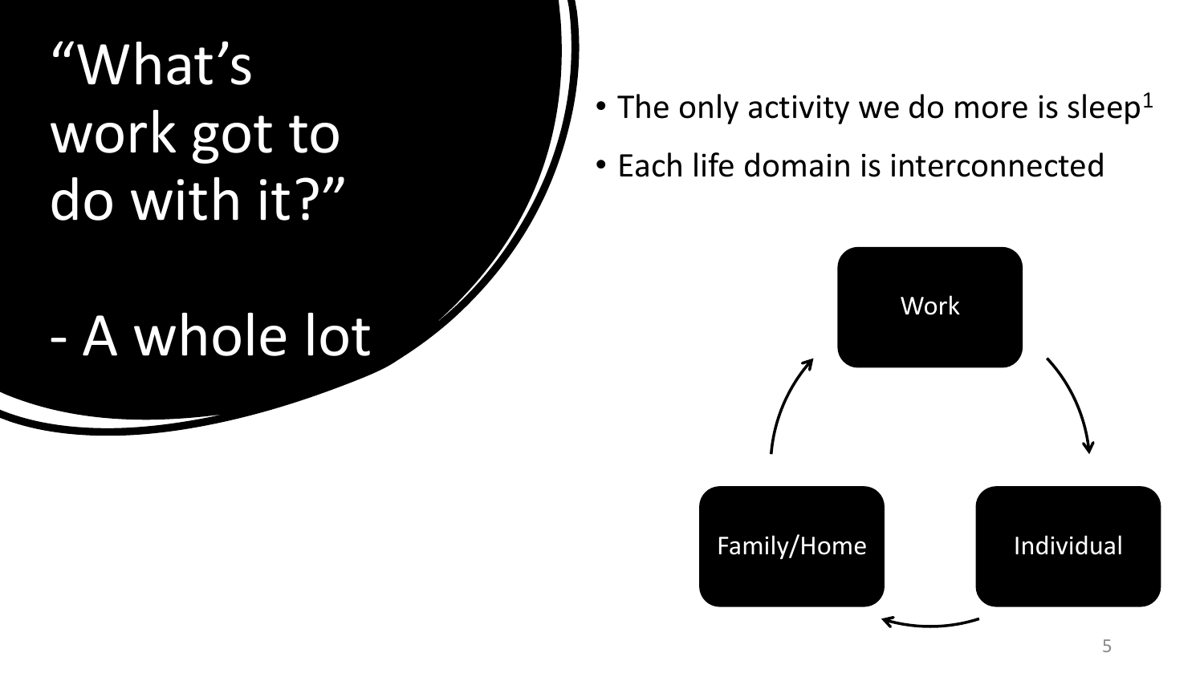# "What's work got to do with it?"

# - A whole lot

- The only activity we do more is sleep[1]
- Each life domain is interconnected

Work

Individual

Family/Home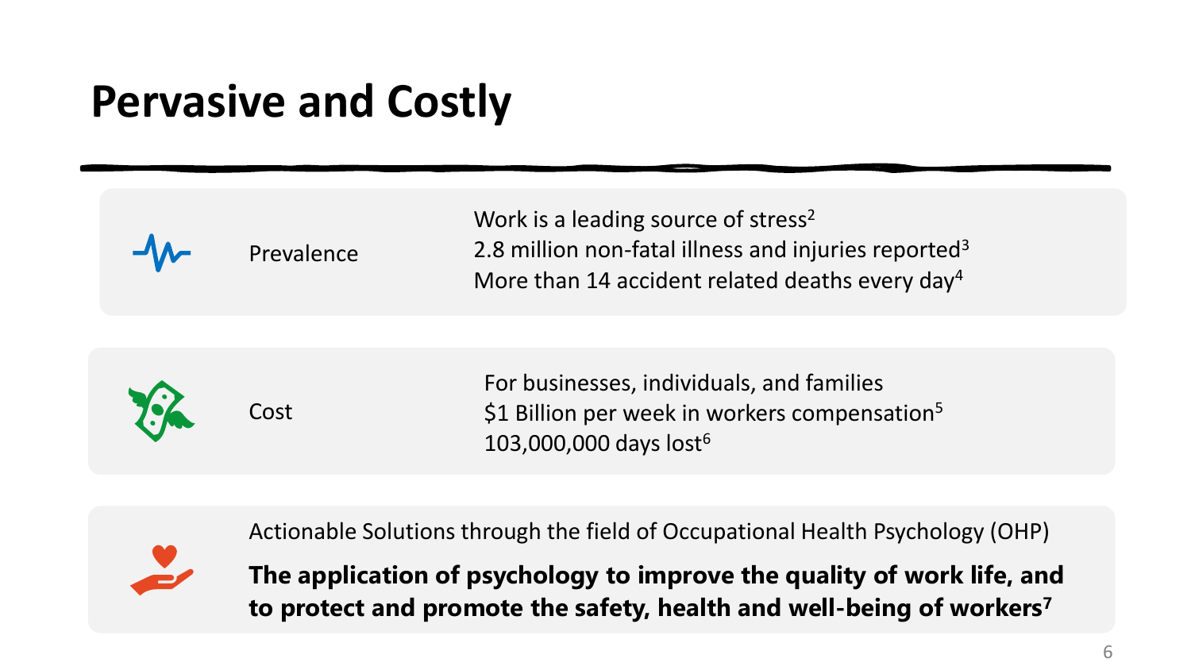# Pervasive and Costly

**Prevalence**

Work is a leading source of stress[2]
2.8 million non-fatal illness and injuries reported[3]
More than 14 accident related deaths every day[4]

**Cost**

For businesses, individuals, and families
$1 Billion per week in workers compensation[5]
103,000,000 days lost[6]

Actionable Solutions through the field of Occupational Health Psychology (OHP)

**The application of psychology to improve the quality of work life, and to protect and promote the safety, health and well-being of workers[7]**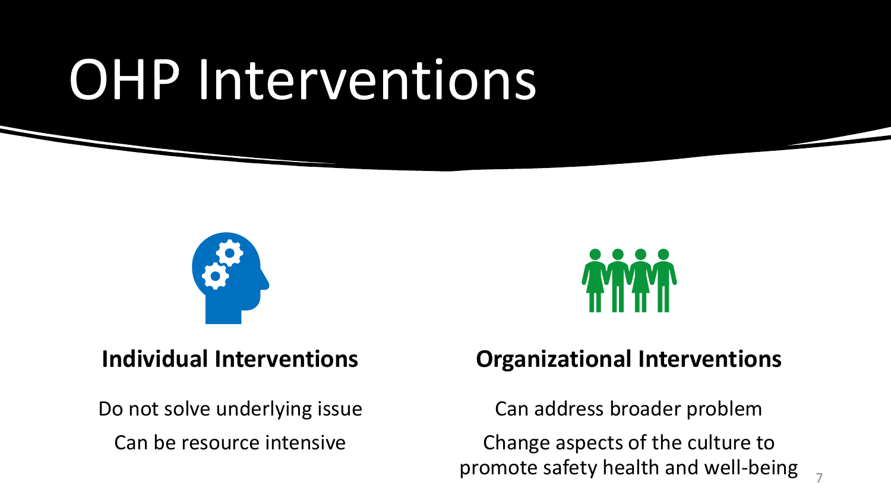# OHP Interventions

**Individual Interventions**

Do not solve underlying issue

Can be resource intensive

**Organizational Interventions**

Can address broader problem

Change aspects of the culture to promote safety health and well-being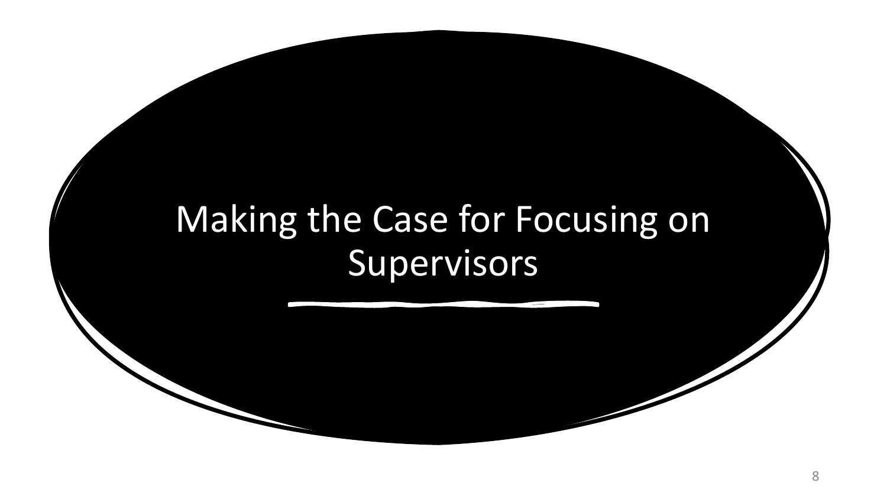# Making the Case for Focusing on Supervisors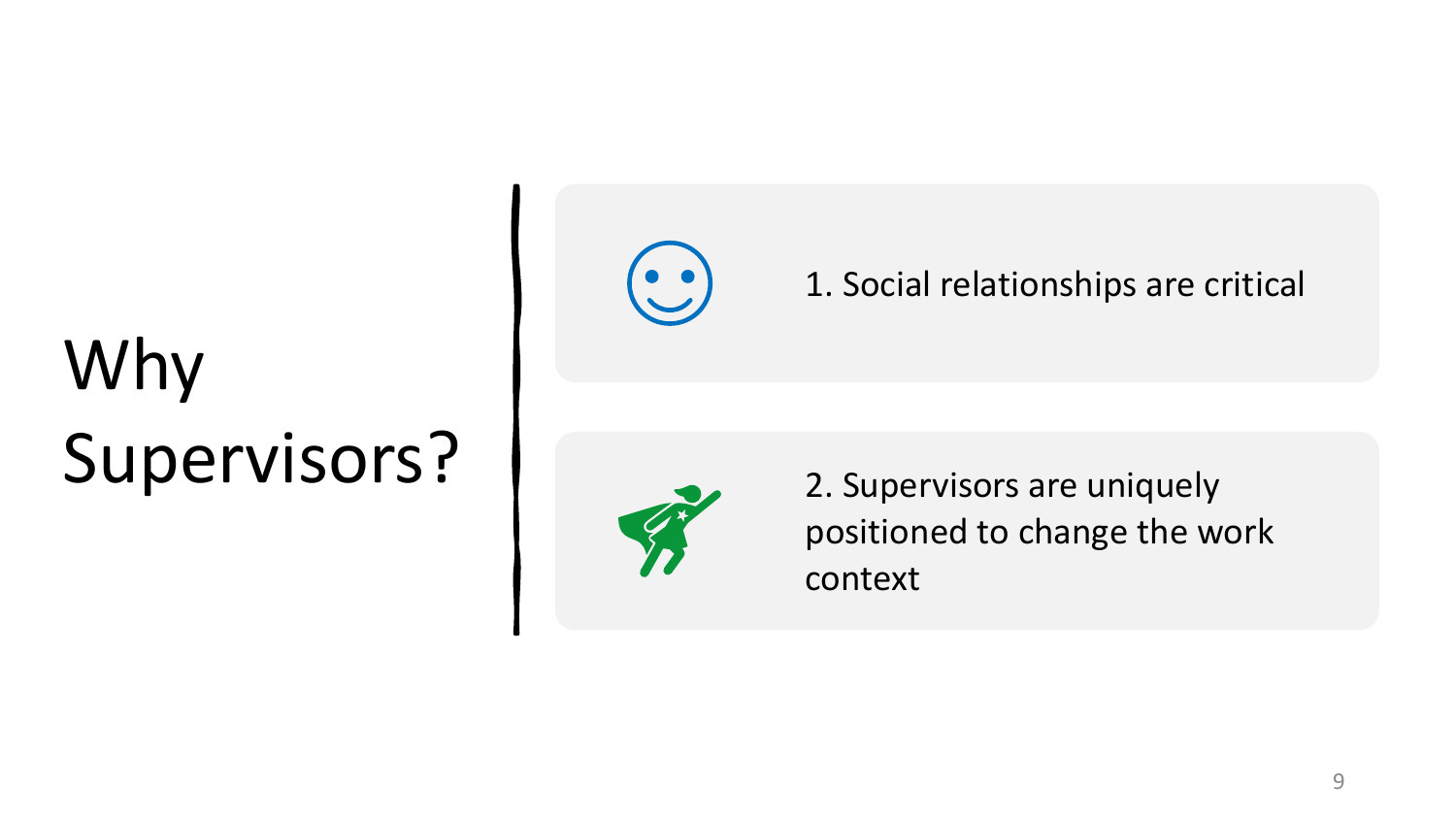# Why Supervisors?

1. Social relationships are critical

2. Supervisors are uniquely positioned to change the work context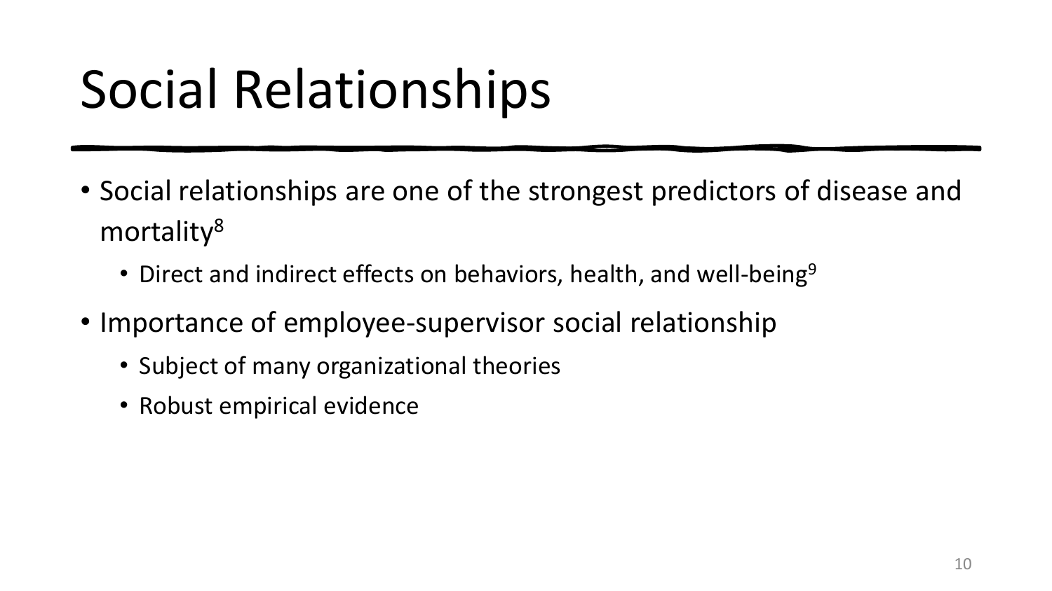# Social Relationships

- Social relationships are one of the strongest predictors of disease and mortality[8]
  - Direct and indirect effects on behaviors, health, and well-being[9]
- Importance of employee-supervisor social relationship
  - Subject of many organizational theories
  - Robust empirical evidence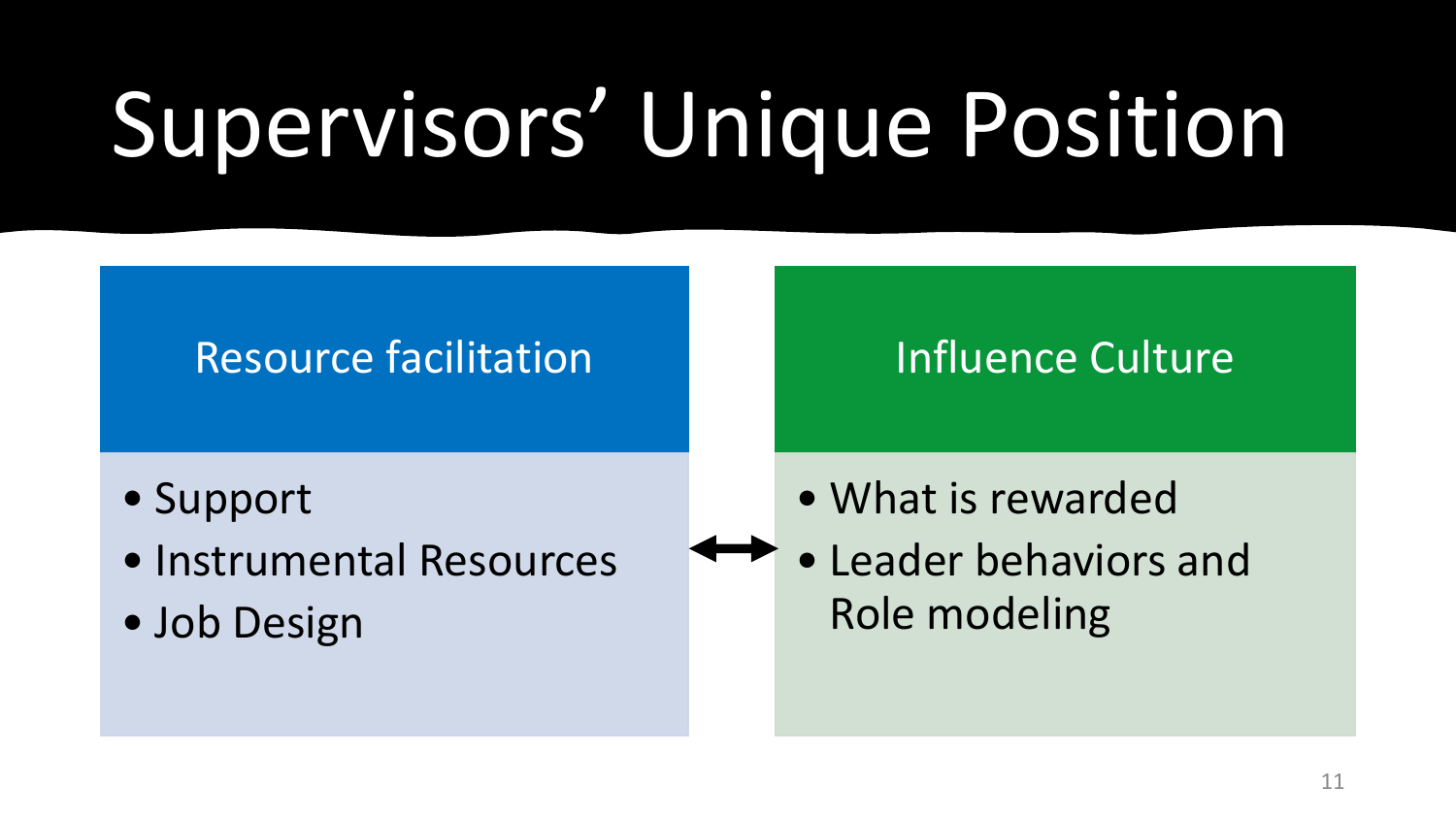# Supervisors' Unique Position

## Resource facilitation

- Support
- Instrumental Resources
- Job Design

↔

## Influence Culture

- What is rewarded
- Leader behaviors and Role modeling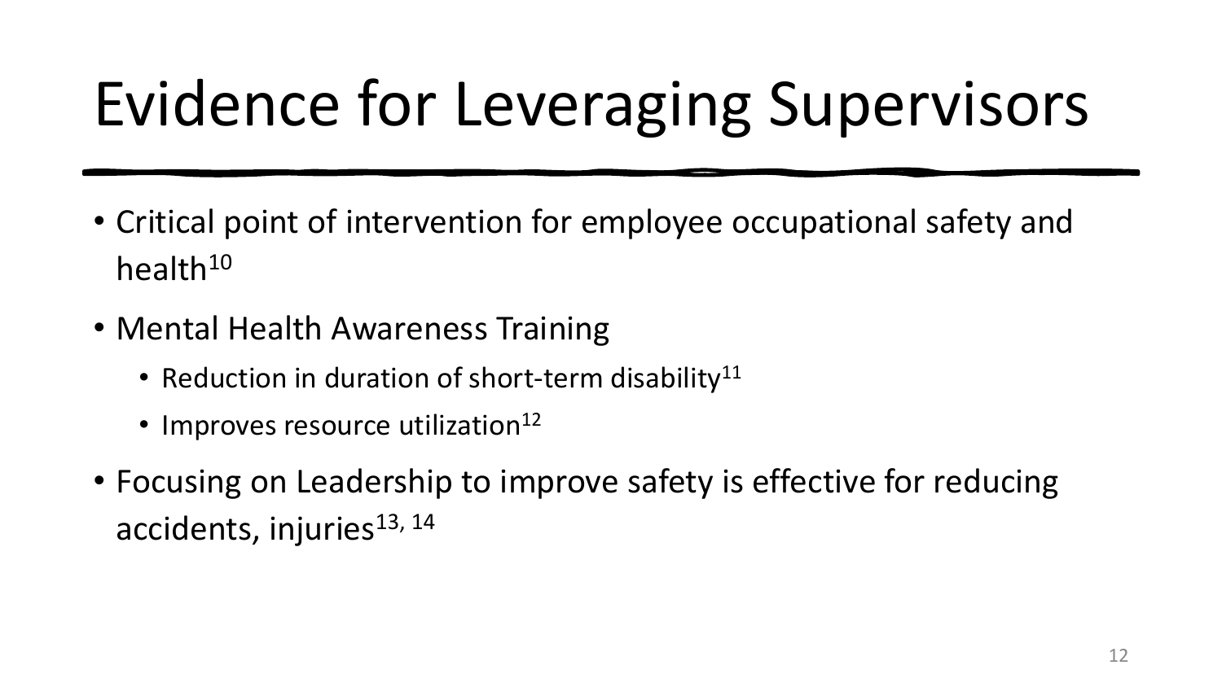# Evidence for Leveraging Supervisors

- Critical point of intervention for employee occupational safety and health[10]
- Mental Health Awareness Training
  - Reduction in duration of short-term disability[11]
  - Improves resource utilization[12]
- Focusing on Leadership to improve safety is effective for reducing accidents, injuries[13, 14]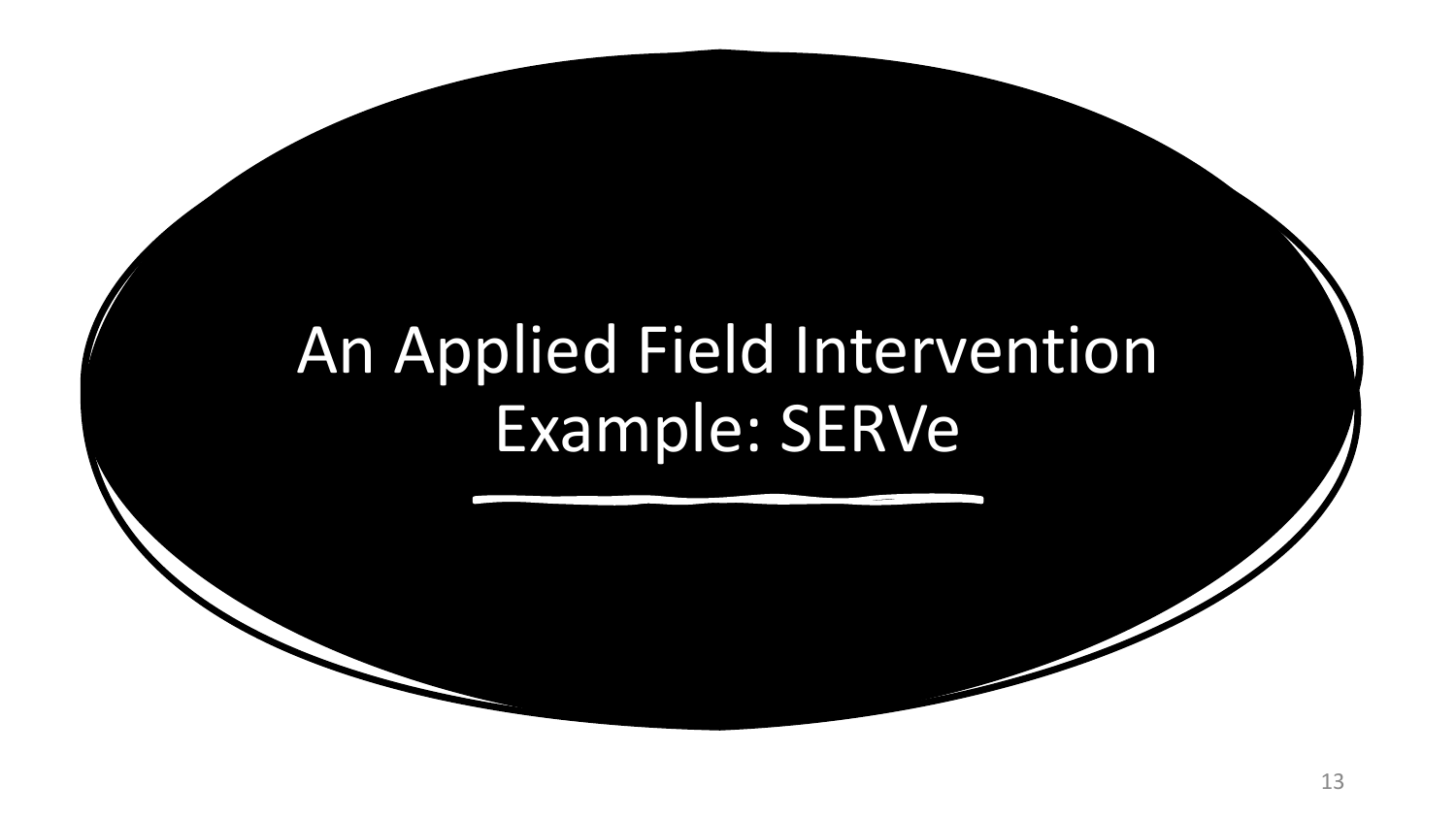# An Applied Field Intervention Example: SERVe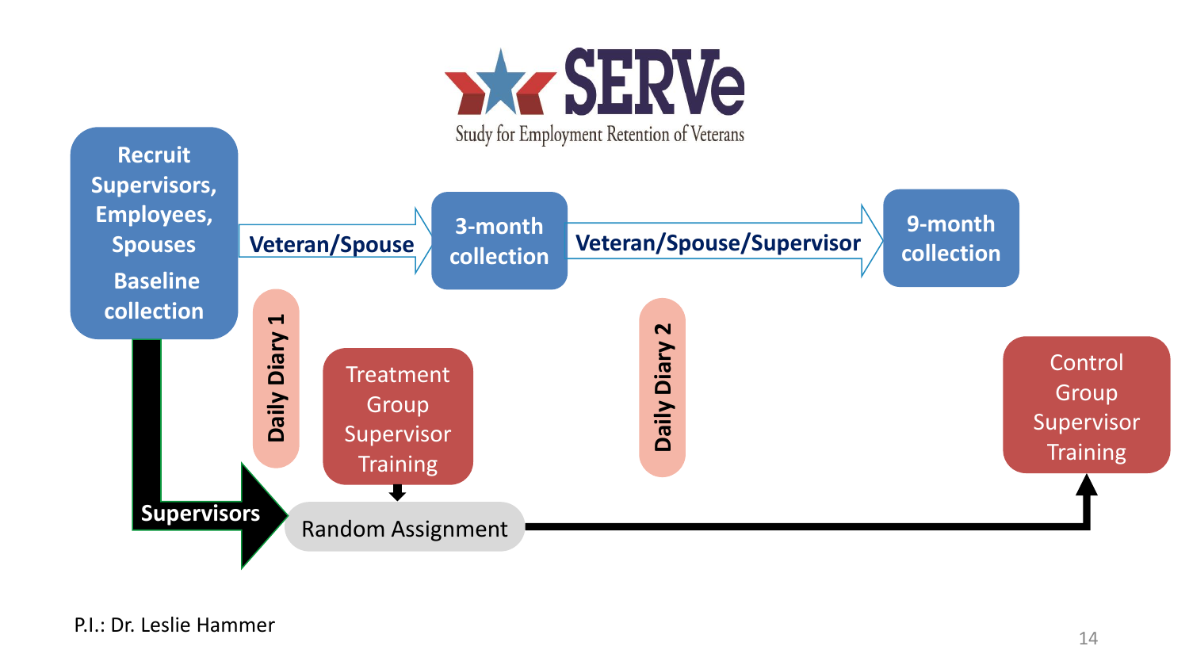# SERVe

Study for Employment Retention of Veterans

Recruit Supervisors, Employees, Spouses

Baseline collection

Veteran/Spouse

3-month collection

Veteran/Spouse/Supervisor

9-month collection

Daily Diary 1

Treatment Group Supervisor Training

Daily Diary 2

Control Group Supervisor Training

Supervisors

Random Assignment

P.I.: Dr. Leslie Hammer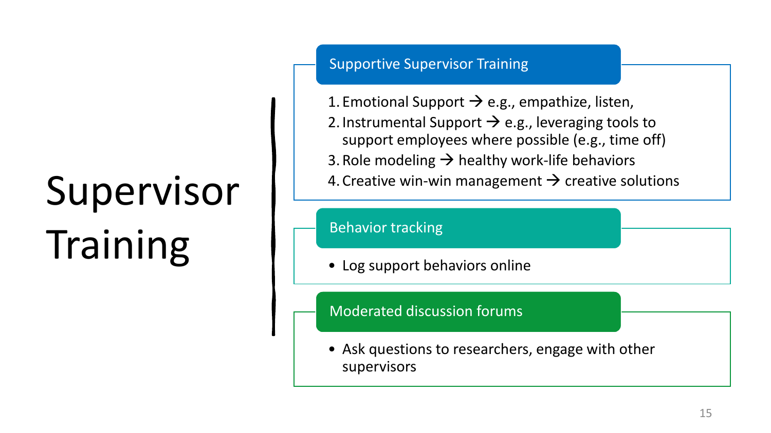# Supervisor Training

## Supportive Supervisor Training

1. Emotional Support → e.g., empathize, listen,
2. Instrumental Support → e.g., leveraging tools to support employees where possible (e.g., time off)
3. Role modeling → healthy work-life behaviors
4. Creative win-win management → creative solutions

## Behavior tracking

- Log support behaviors online

## Moderated discussion forums

- Ask questions to researchers, engage with other supervisors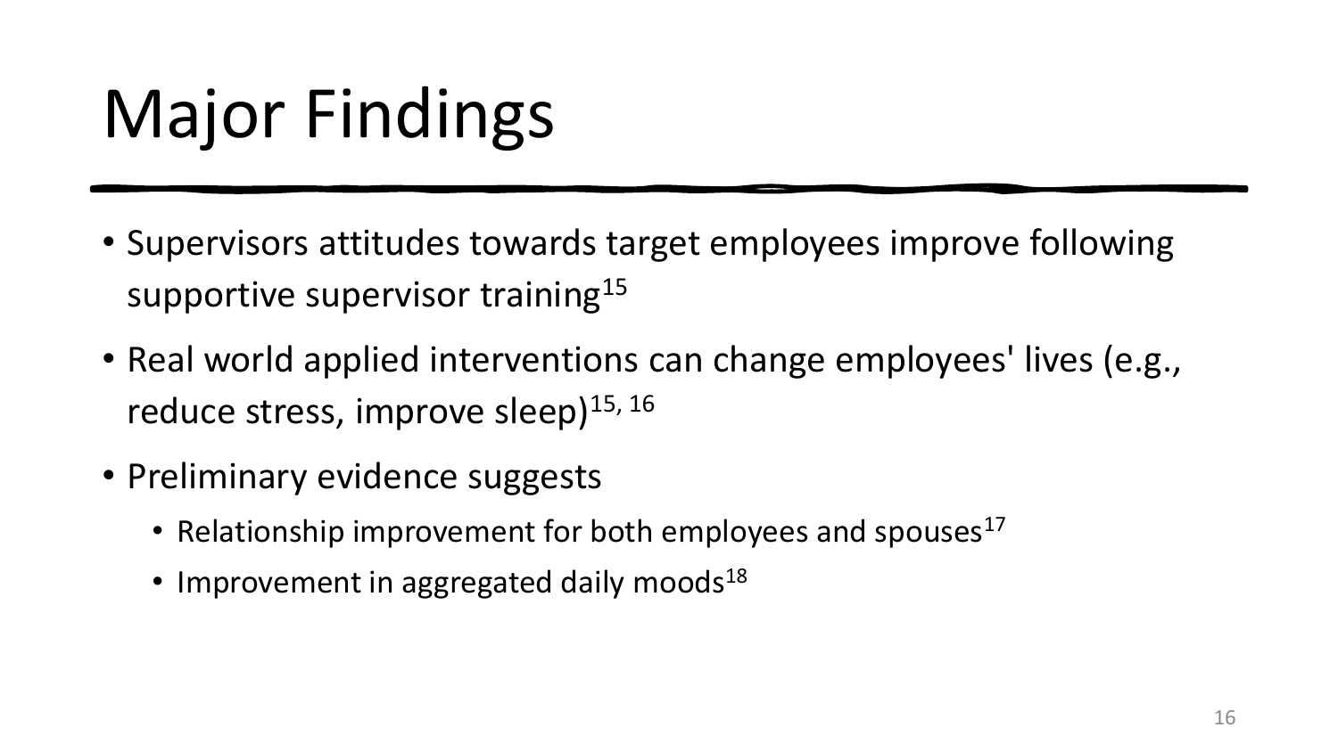# Major Findings

- Supervisors attitudes towards target employees improve following supportive supervisor training[15]
- Real world applied interventions can change employees' lives (e.g., reduce stress, improve sleep)[15, 16]
- Preliminary evidence suggests
  - Relationship improvement for both employees and spouses[17]
  - Improvement in aggregated daily moods[18]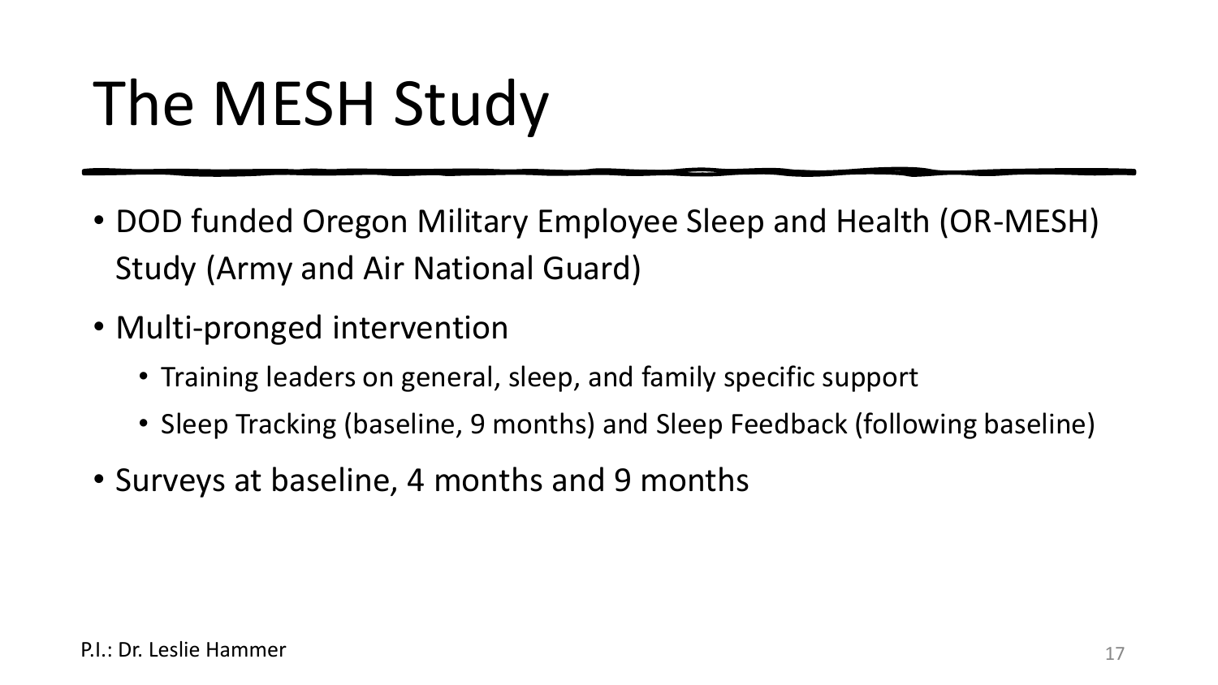# The MESH Study

- DOD funded Oregon Military Employee Sleep and Health (OR-MESH) Study (Army and Air National Guard)
- Multi-pronged intervention
  - Training leaders on general, sleep, and family specific support
  - Sleep Tracking (baseline, 9 months) and Sleep Feedback (following baseline)
- Surveys at baseline, 4 months and 9 months

P.I.: Dr. Leslie Hammer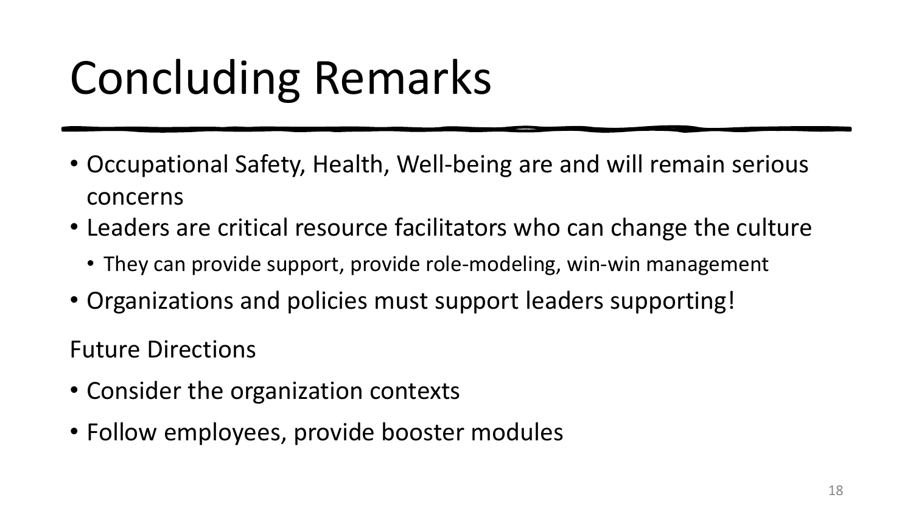# Concluding Remarks

- Occupational Safety, Health, Well-being are and will remain serious concerns
- Leaders are critical resource facilitators who can change the culture
  - They can provide support, provide role-modeling, win-win management
- Organizations and policies must support leaders supporting!

Future Directions

- Consider the organization contexts
- Follow employees, provide booster modules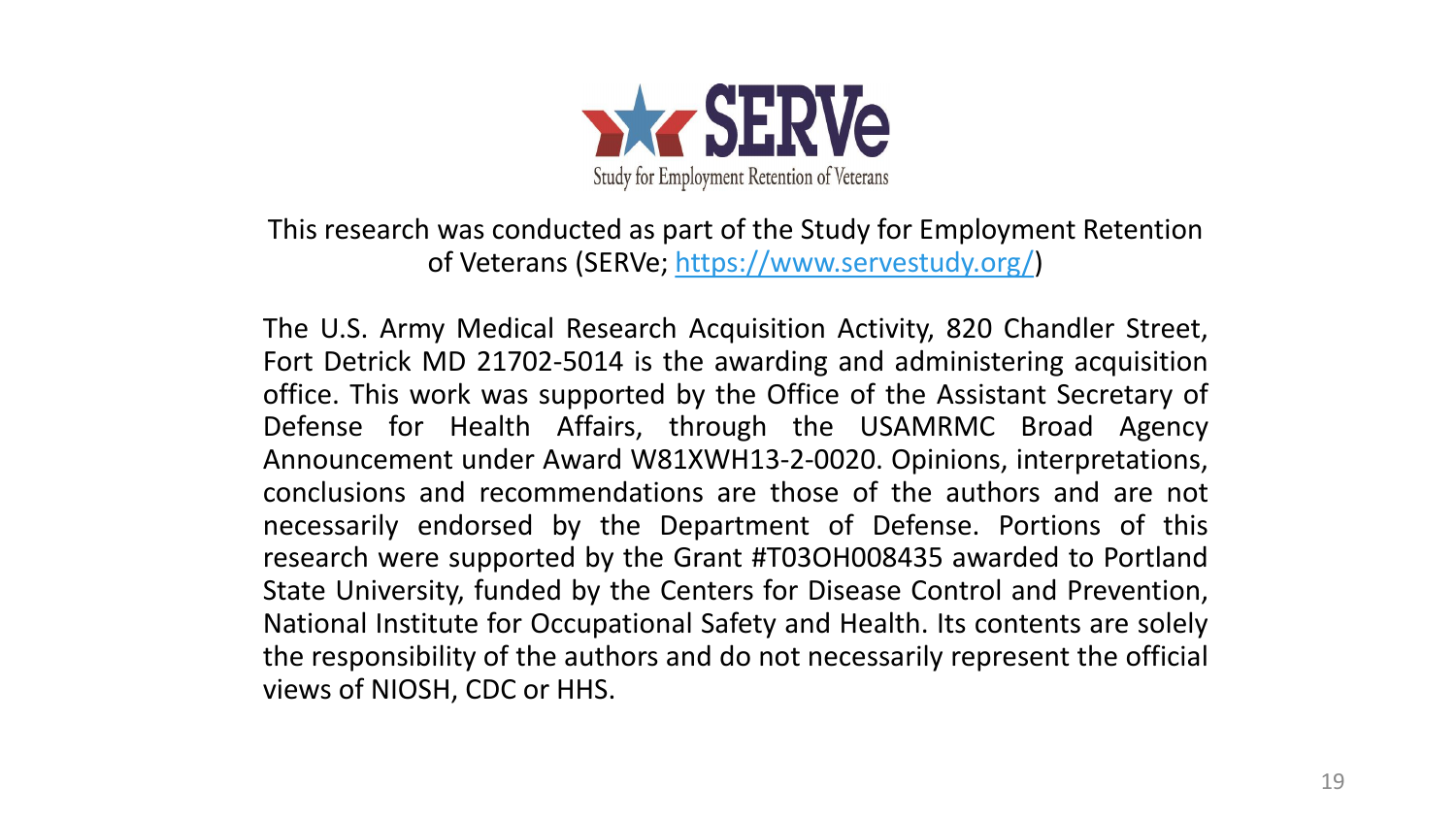SERVe

Study for Employment Retention of Veterans

This research was conducted as part of the Study for Employment Retention of Veterans (SERVe; [https://www.servestudy.org/](https://www.servestudy.org/))

The U.S. Army Medical Research Acquisition Activity, 820 Chandler Street, Fort Detrick MD 21702-5014 is the awarding and administering acquisition office. This work was supported by the Office of the Assistant Secretary of Defense for Health Affairs, through the USAMRMC Broad Agency Announcement under Award W81XWH13-2-0020. Opinions, interpretations, conclusions and recommendations are those of the authors and are not necessarily endorsed by the Department of Defense. Portions of this research were supported by the Grant #T03OH008435 awarded to Portland State University, funded by the Centers for Disease Control and Prevention, National Institute for Occupational Safety and Health. Its contents are solely the responsibility of the authors and do not necessarily represent the official views of NIOSH, CDC or HHS.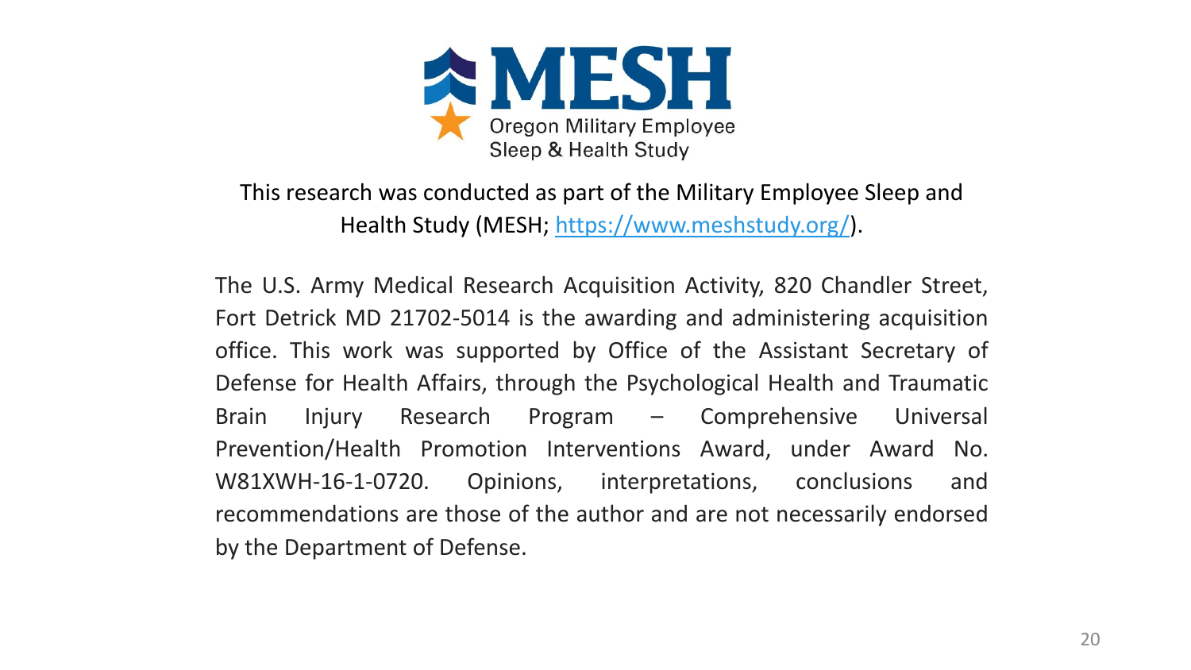MESH

Oregon Military Employee Sleep & Health Study

This research was conducted as part of the Military Employee Sleep and Health Study (MESH; [https://www.meshstudy.org/](https://www.meshstudy.org/)).

The U.S. Army Medical Research Acquisition Activity, 820 Chandler Street, Fort Detrick MD 21702-5014 is the awarding and administering acquisition office. This work was supported by Office of the Assistant Secretary of Defense for Health Affairs, through the Psychological Health and Traumatic Brain Injury Research Program – Comprehensive Universal Prevention/Health Promotion Interventions Award, under Award No. W81XWH-16-1-0720. Opinions, interpretations, conclusions and recommendations are those of the author and are not necessarily endorsed by the Department of Defense.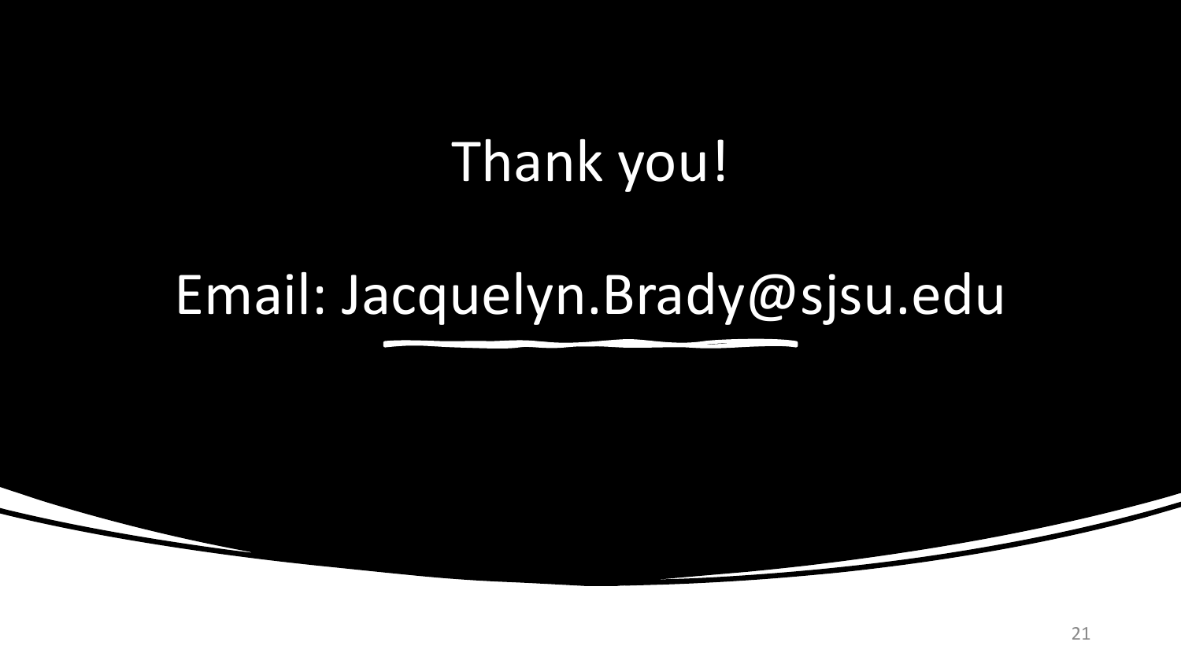# Thank you!

Email: Jacquelyn.Brady@sjsu.edu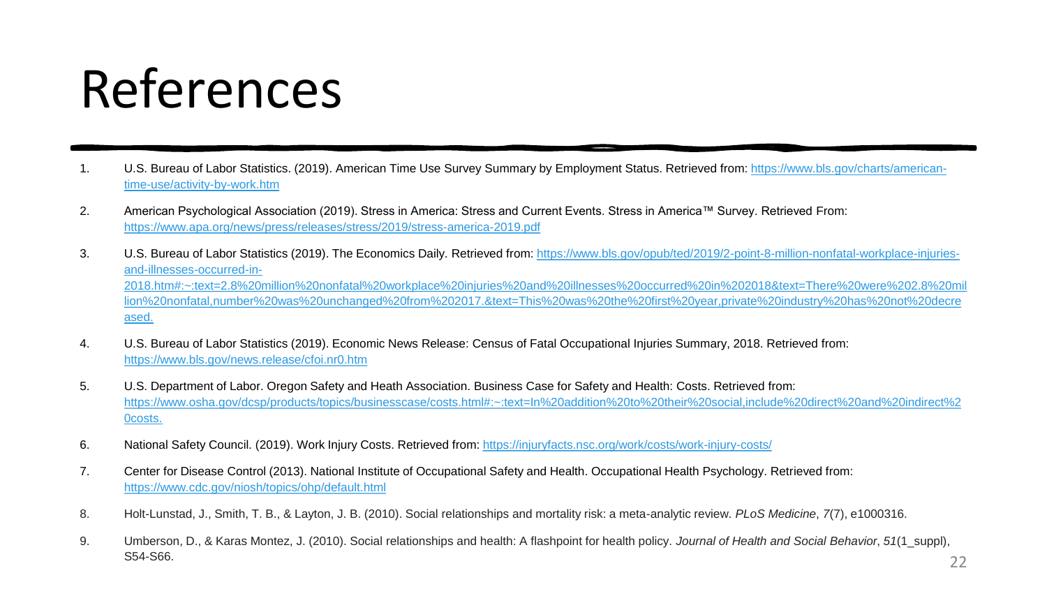# References

1. U.S. Bureau of Labor Statistics. (2019). American Time Use Survey Summary by Employment Status. Retrieved from: https://www.bls.gov/charts/american-time-use/activity-by-work.htm
2. American Psychological Association (2019). Stress in America: Stress and Current Events. Stress in America™ Survey. Retrieved From: https://www.apa.org/news/press/releases/stress/2019/stress-america-2019.pdf
3. U.S. Bureau of Labor Statistics (2019). The Economics Daily. Retrieved from: https://www.bls.gov/opub/ted/2019/2-point-8-million-nonfatal-workplace-injuries-and-illnesses-occurred-in-2018.htm#:~:text=2.8%20million%20nonfatal%20workplace%20injuries%20and%20illnesses%20occurred%20in%202018&text=There%20were%202.8%20million%20nonfatal,number%20was%20unchanged%20from%202017.&text=This%20was%20the%20first%20year,private%20industry%20has%20not%20decreased.
4. U.S. Bureau of Labor Statistics (2019). Economic News Release: Census of Fatal Occupational Injuries Summary, 2018. Retrieved from: https://www.bls.gov/news.release/cfoi.nr0.htm
5. U.S. Department of Labor. Oregon Safety and Heath Association. Business Case for Safety and Health: Costs. Retrieved from: https://www.osha.gov/dcsp/products/topics/businesscase/costs.html#:~:text=In%20addition%20to%20their%20social,include%20direct%20and%20indirect%20costs.
6. National Safety Council. (2019). Work Injury Costs. Retrieved from: https://injuryfacts.nsc.org/work/costs/work-injury-costs/
7. Center for Disease Control (2013). National Institute of Occupational Safety and Health. Occupational Health Psychology. Retrieved from: https://www.cdc.gov/niosh/topics/ohp/default.html
8. Holt-Lunstad, J., Smith, T. B., & Layton, J. B. (2010). Social relationships and mortality risk: a meta-analytic review. *PLoS Medicine*, *7*(7), e1000316.
9. Umberson, D., & Karas Montez, J. (2010). Social relationships and health: A flashpoint for health policy. *Journal of Health and Social Behavior*, *51*(1_suppl), S54-S66.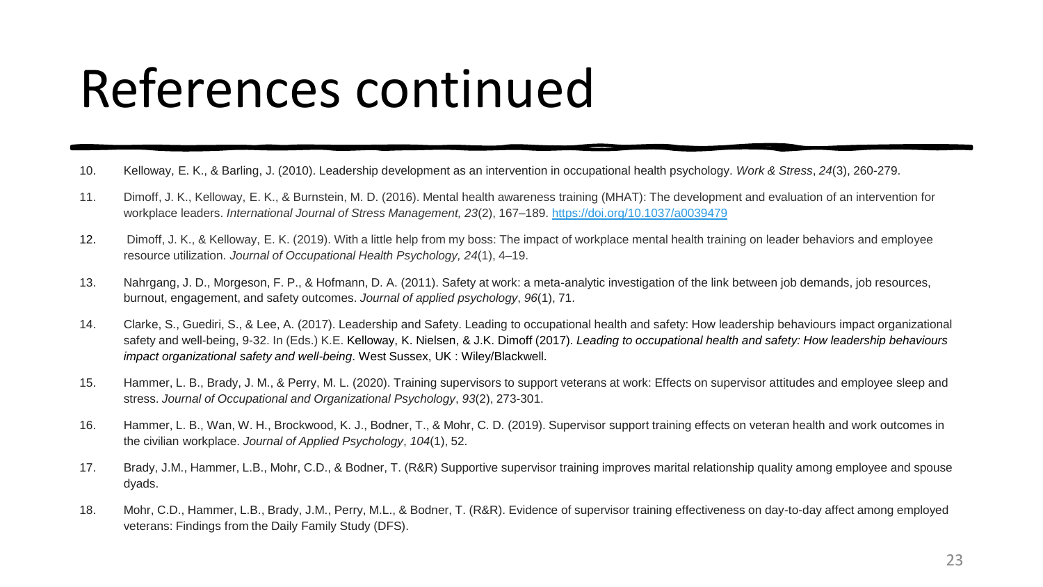# References continued

10. Kelloway, E. K., & Barling, J. (2010). Leadership development as an intervention in occupational health psychology. *Work & Stress*, *24*(3), 260-279.
11. Dimoff, J. K., Kelloway, E. K., & Burnstein, M. D. (2016). Mental health awareness training (MHAT): The development and evaluation of an intervention for workplace leaders. *International Journal of Stress Management, 23*(2), 167–189. https://doi.org/10.1037/a0039479
12. Dimoff, J. K., & Kelloway, E. K. (2019). With a little help from my boss: The impact of workplace mental health training on leader behaviors and employee resource utilization. *Journal of Occupational Health Psychology, 24*(1), 4–19.
13. Nahrgang, J. D., Morgeson, F. P., & Hofmann, D. A. (2011). Safety at work: a meta-analytic investigation of the link between job demands, job resources, burnout, engagement, and safety outcomes. *Journal of applied psychology*, *96*(1), 71.
14. Clarke, S., Guediri, S., & Lee, A. (2017). Leadership and Safety. Leading to occupational health and safety: How leadership behaviours impact organizational safety and well-being, 9-32. In (Eds.) K.E. Kelloway, K. Nielsen, & J.K. Dimoff (2017). *Leading to occupational health and safety: How leadership behaviours impact organizational safety and well-being*. West Sussex, UK : Wiley/Blackwell.
15. Hammer, L. B., Brady, J. M., & Perry, M. L. (2020). Training supervisors to support veterans at work: Effects on supervisor attitudes and employee sleep and stress. *Journal of Occupational and Organizational Psychology*, *93*(2), 273-301.
16. Hammer, L. B., Wan, W. H., Brockwood, K. J., Bodner, T., & Mohr, C. D. (2019). Supervisor support training effects on veteran health and work outcomes in the civilian workplace. *Journal of Applied Psychology*, *104*(1), 52.
17. Brady, J.M., Hammer, L.B., Mohr, C.D., & Bodner, T. (R&R) Supportive supervisor training improves marital relationship quality among employee and spouse dyads.
18. Mohr, C.D., Hammer, L.B., Brady, J.M., Perry, M.L., & Bodner, T. (R&R). Evidence of supervisor training effectiveness on day-to-day affect among employed veterans: Findings from the Daily Family Study (DFS).